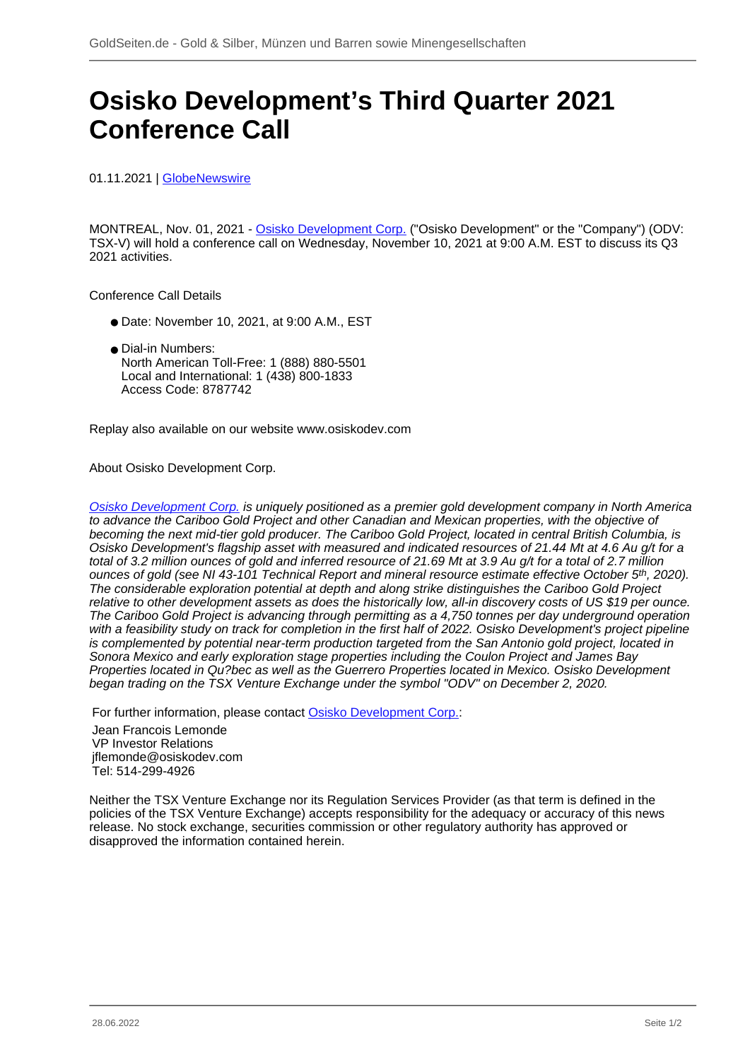# Osisko Development's Third Quarter 2021 Conference Call

01.11.2021 | GlobeNewswire

MONTREAL, Nov. 01, 2021 - Osisko Development Corp. ("Osisko Development" or the "Company") (ODV: TSX-V) will hold a conference call on Wednesday, November 10, 2021 at 9:00 A.M. EST to discuss its Q3 2021 activities.

Conference Call Details

- Date: November 10, 2021, at 9:00 A.M., EST
- Dial-in Numbers:
  North American Toll-Free: 1 (888) 880-5501
  Local and International: 1 (438) 800-1833
  Access Code: 8787742

Replay also available on our website www.osiskodev.com

About Osisko Development Corp.

*Osisko Development Corp. is uniquely positioned as a premier gold development company in North America to advance the Cariboo Gold Project and other Canadian and Mexican properties, with the objective of becoming the next mid-tier gold producer. The Cariboo Gold Project, located in central British Columbia, is Osisko Development's flagship asset with measured and indicated resources of 21.44 Mt at 4.6 Au g/t for a total of 3.2 million ounces of gold and inferred resource of 21.69 Mt at 3.9 Au g/t for a total of 2.7 million ounces of gold (see NI 43-101 Technical Report and mineral resource estimate effective October 5th, 2020). The considerable exploration potential at depth and along strike distinguishes the Cariboo Gold Project relative to other development assets as does the historically low, all-in discovery costs of US $19 per ounce. The Cariboo Gold Project is advancing through permitting as a 4,750 tonnes per day underground operation with a feasibility study on track for completion in the first half of 2022. Osisko Development's project pipeline is complemented by potential near-term production targeted from the San Antonio gold project, located in Sonora Mexico and early exploration stage properties including the Coulon Project and James Bay Properties located in Qu?bec as well as the Guerrero Properties located in Mexico. Osisko Development began trading on the TSX Venture Exchange under the symbol "ODV" on December 2, 2020.*

For further information, please contact Osisko Development Corp.:

Jean Francois Lemonde
VP Investor Relations
jflemonde@osiskodev.com
Tel: 514-299-4926

Neither the TSX Venture Exchange nor its Regulation Services Provider (as that term is defined in the policies of the TSX Venture Exchange) accepts responsibility for the adequacy or accuracy of this news release. No stock exchange, securities commission or other regulatory authority has approved or disapproved the information contained herein.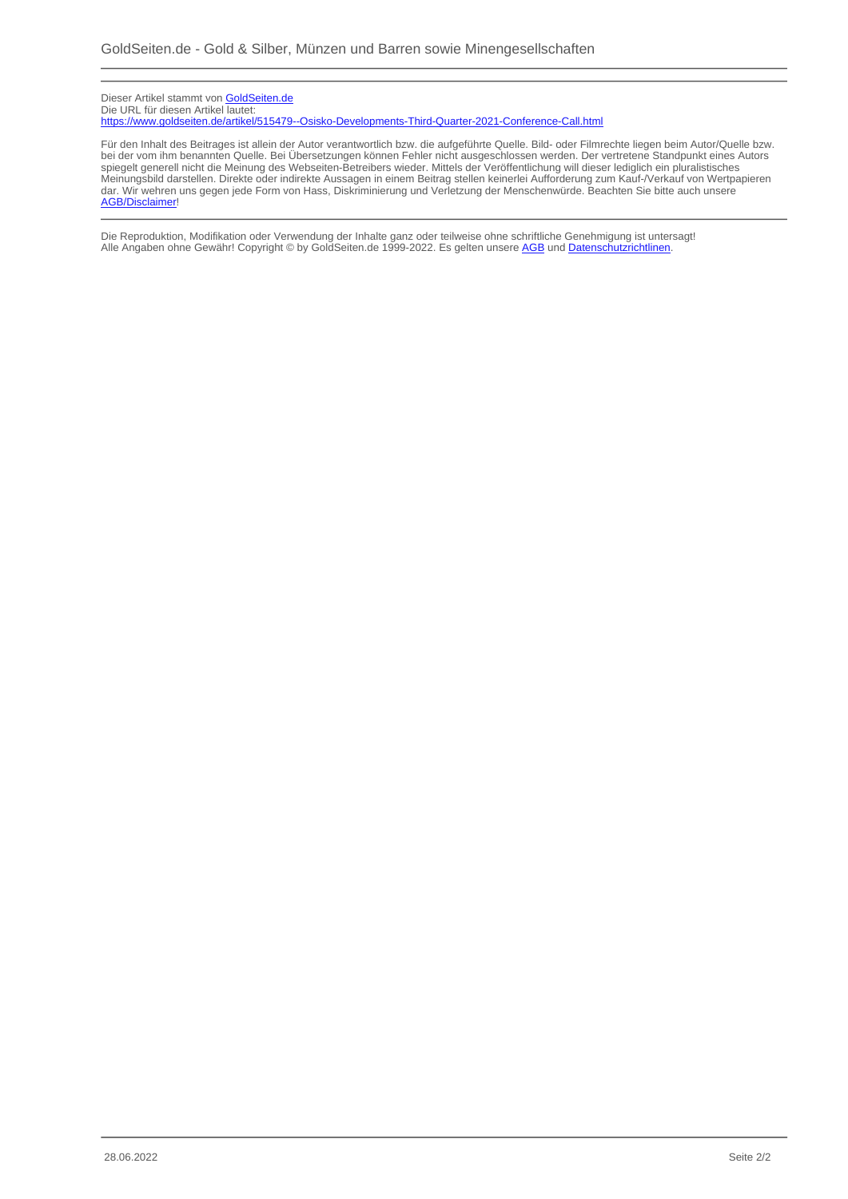Dieser Artikel stammt von [GoldSeiten.de](https://www.goldseiten.de)
Die URL für diesen Artikel lautet:
[https://www.goldseiten.de/artikel/515479--Osisko-Developments-Third-Quarter-2021-Conference-Call.html](https://www.goldseiten.de/artikel/515479--Osisko-Developments-Third-Quarter-2021-Conference-Call.html)

Für den Inhalt des Beitrages ist allein der Autor verantwortlich bzw. die aufgeführte Quelle. Bild- oder Filmrechte liegen beim Autor/Quelle bzw. bei der vom ihm benannten Quelle. Bei Übersetzungen können Fehler nicht ausgeschlossen werden. Der vertretene Standpunkt eines Autors spiegelt generell nicht die Meinung des Webseiten-Betreibers wieder. Mittels der Veröffentlichung will dieser lediglich ein pluralistisches Meinungsbild darstellen. Direkte oder indirekte Aussagen in einem Beitrag stellen keinerlei Aufforderung zum Kauf-/Verkauf von Wertpapieren dar. Wir wehren uns gegen jede Form von Hass, Diskriminierung und Verletzung der Menschenwürde. Beachten Sie bitte auch unsere AGB/Disclaimer!

---

Die Reproduktion, Modifikation oder Verwendung der Inhalte ganz oder teilweise ohne schriftliche Genehmigung ist untersagt!
Alle Angaben ohne Gewähr! Copyright © by GoldSeiten.de 1999-2022. Es gelten unsere AGB und Datenschutzrichtlinen.